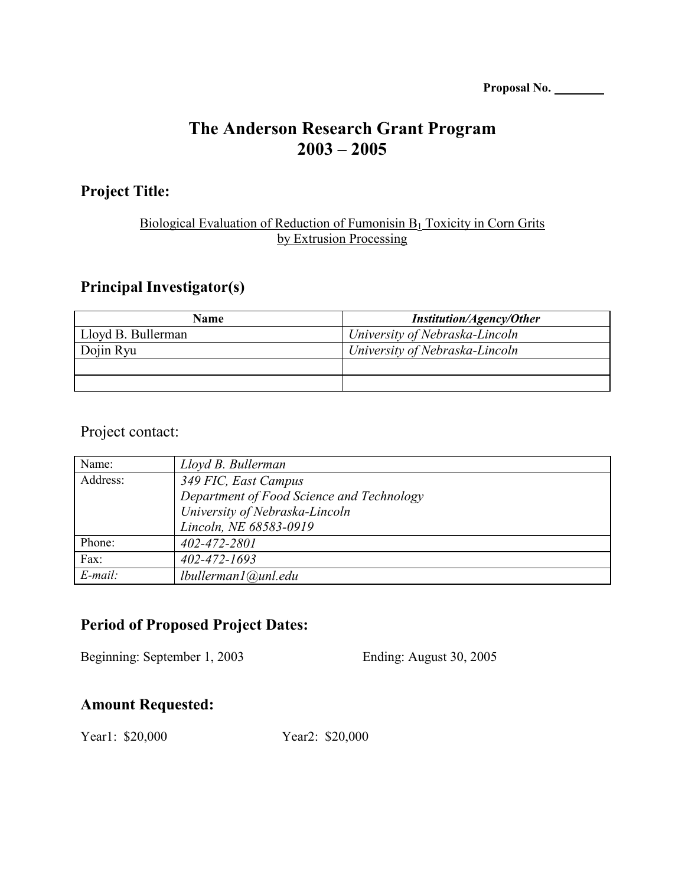**Proposal No. ________**

# The Anderson Research Grant Program
# 2003 – 2005

## Project Title:

Biological Evaluation of Reduction of Fumonisin $B_1$ Toxicity in Corn Grits by Extrusion Processing

## Principal Investigator(s)

| Name | *Institution/Agency/Other* |
|---|---|
| Lloyd B. Bullerman | *University of Nebraska-Lincoln* |
| Dojin Ryu | *University of Nebraska-Lincoln* |
| | |
| | |

Project contact:

| | |
|---|---|
| Name: | *Lloyd B. Bullerman* |
| Address: | *349 FIC, East Campus*<br>*Department of Food Science and Technology*<br>*University of Nebraska-Lincoln*<br>*Lincoln, NE 68583-0919* |
| Phone: | *402-472-2801* |
| Fax: | *402-472-1693* |
| *E-mail:* | *lbullerman1@unl.edu* |

## Period of Proposed Project Dates:

Beginning: September 1, 2003 Ending: August 30, 2005

## Amount Requested:

Year1: $20,000 Year2: $20,000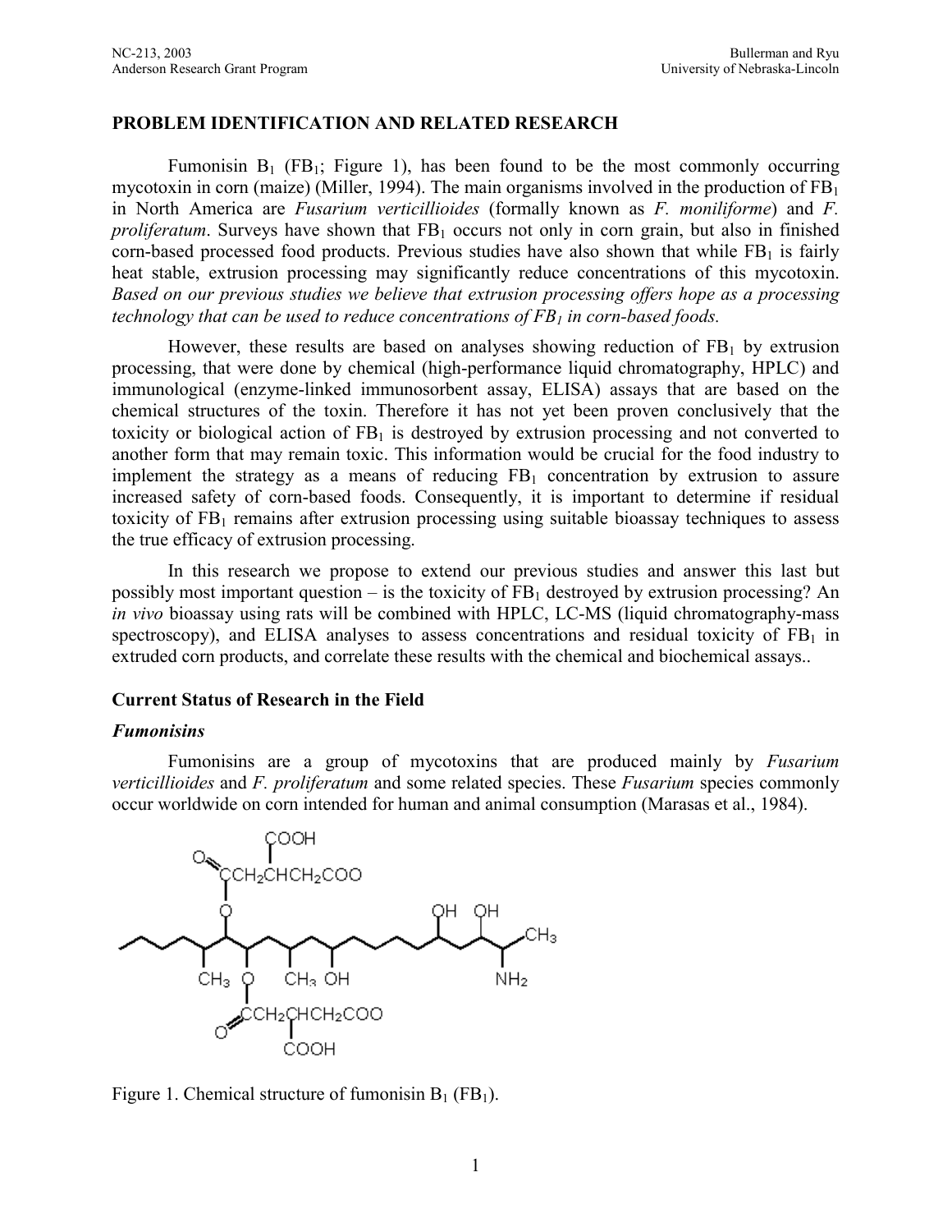## PROBLEM IDENTIFICATION AND RELATED RESEARCH

Fumonisin $B_1$ ($FB_1$; Figure 1), has been found to be the most commonly occurring mycotoxin in corn (maize) (Miller, 1994). The main organisms involved in the production of $FB_1$ in North America are *Fusarium verticillioides* (formally known as *F. moniliforme*) and *F. proliferatum*. Surveys have shown that $FB_1$ occurs not only in corn grain, but also in finished corn-based processed food products. Previous studies have also shown that while $FB_1$ is fairly heat stable, extrusion processing may significantly reduce concentrations of this mycotoxin. *Based on our previous studies we believe that extrusion processing offers hope as a processing technology that can be used to reduce concentrations of $FB_1$ in corn-based foods.*

However, these results are based on analyses showing reduction of $FB_1$ by extrusion processing, that were done by chemical (high-performance liquid chromatography, HPLC) and immunological (enzyme-linked immunosorbent assay, ELISA) assays that are based on the chemical structures of the toxin. Therefore it has not yet been proven conclusively that the toxicity or biological action of $FB_1$ is destroyed by extrusion processing and not converted to another form that may remain toxic. This information would be crucial for the food industry to implement the strategy as a means of reducing $FB_1$ concentration by extrusion to assure increased safety of corn-based foods. Consequently, it is important to determine if residual toxicity of $FB_1$ remains after extrusion processing using suitable bioassay techniques to assess the true efficacy of extrusion processing.

In this research we propose to extend our previous studies and answer this last but possibly most important question – is the toxicity of $FB_1$ destroyed by extrusion processing? An *in vivo* bioassay using rats will be combined with HPLC, LC-MS (liquid chromatography-mass spectroscopy), and ELISA analyses to assess concentrations and residual toxicity of $FB_1$ in extruded corn products, and correlate these results with the chemical and biochemical assays..

### Current Status of Research in the Field

#### *Fumonisins*

Fumonisins are a group of mycotoxins that are produced mainly by *Fusarium verticillioides* and *F. proliferatum* and some related species. These *Fusarium* species commonly occur worldwide on corn intended for human and animal consumption (Marasas et al., 1984).

COOH
CCH2CHCH2COO
O
O
OH OH
CH3
CH3 O CH3 OH NH2
CCH2CHCH2COO
O
COOH

Figure 1. Chemical structure of fumonisin $B_1$ ($FB_1$).